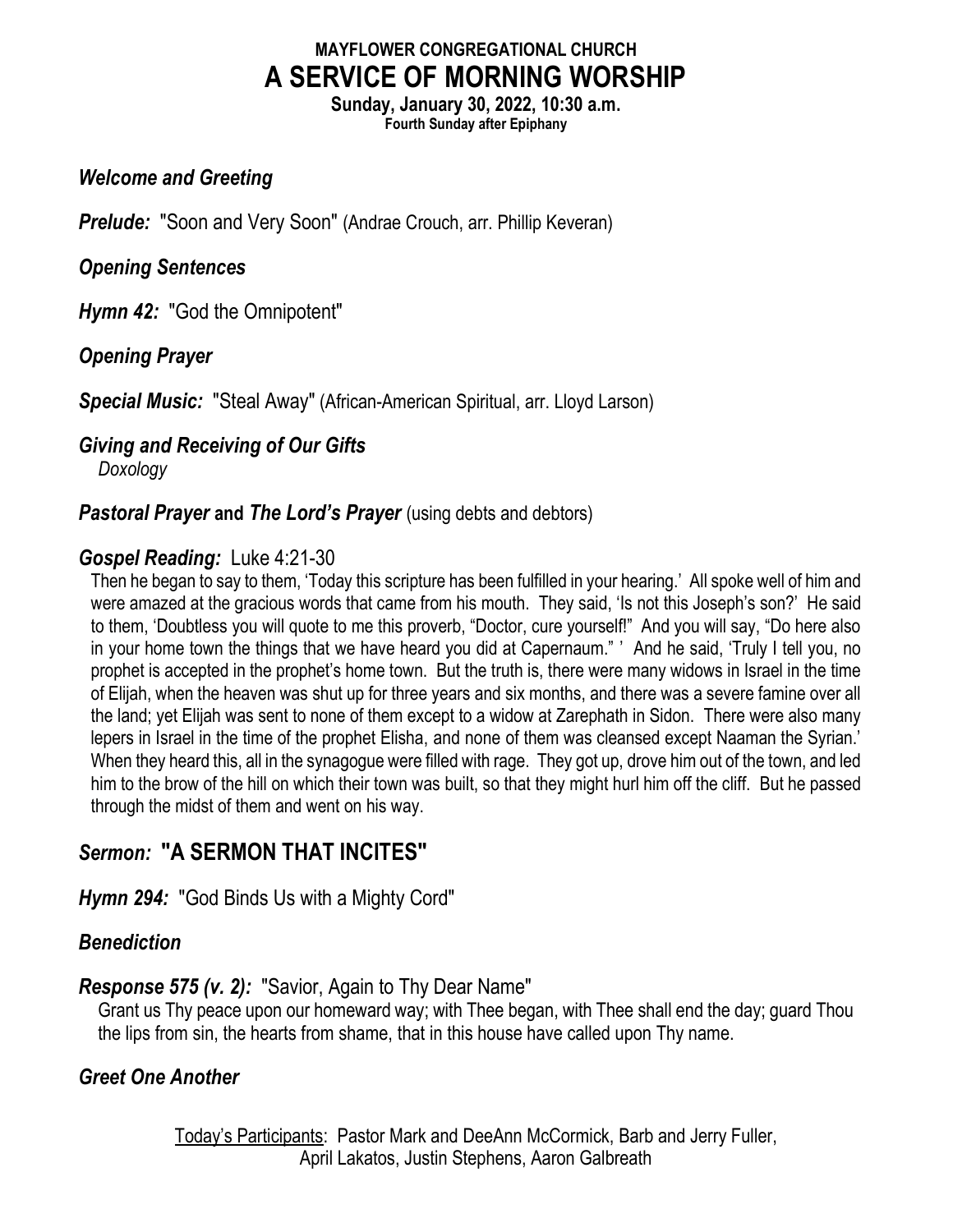**MAYFLOWER CONGREGATIONAL CHURCH**

# A SERVICE OF MORNING WORSHIP

**Sunday, January 30, 2022, 10:30 a.m.**
**Fourth Sunday after Epiphany**

***Welcome and Greeting***

***Prelude:*** "Soon and Very Soon" (Andrae Crouch, arr. Phillip Keveran)

***Opening Sentences***

***Hymn 42:*** "God the Omnipotent"

***Opening Prayer***

***Special Music:*** "Steal Away" (African-American Spiritual, arr. Lloyd Larson)

***Giving and Receiving of Our Gifts***
*Doxology*

***Pastoral Prayer*** **and** ***The Lord's Prayer*** (using debts and debtors)

***Gospel Reading:*** Luke 4:21-30

Then he began to say to them, 'Today this scripture has been fulfilled in your hearing.' All spoke well of him and were amazed at the gracious words that came from his mouth. They said, 'Is not this Joseph's son?' He said to them, 'Doubtless you will quote to me this proverb, "Doctor, cure yourself!" And you will say, "Do here also in your home town the things that we have heard you did at Capernaum." ' And he said, 'Truly I tell you, no prophet is accepted in the prophet's home town. But the truth is, there were many widows in Israel in the time of Elijah, when the heaven was shut up for three years and six months, and there was a severe famine over all the land; yet Elijah was sent to none of them except to a widow at Zarephath in Sidon. There were also many lepers in Israel in the time of the prophet Elisha, and none of them was cleansed except Naaman the Syrian.' When they heard this, all in the synagogue were filled with rage. They got up, drove him out of the town, and led him to the brow of the hill on which their town was built, so that they might hurl him off the cliff. But he passed through the midst of them and went on his way.

## *Sermon:* "A SERMON THAT INCITES"

***Hymn 294:*** "God Binds Us with a Mighty Cord"

***Benediction***

***Response 575 (v. 2):*** "Savior, Again to Thy Dear Name"

Grant us Thy peace upon our homeward way; with Thee began, with Thee shall end the day; guard Thou the lips from sin, the hearts from shame, that in this house have called upon Thy name.

***Greet One Another***

Today's Participants: Pastor Mark and DeeAnn McCormick, Barb and Jerry Fuller, April Lakatos, Justin Stephens, Aaron Galbreath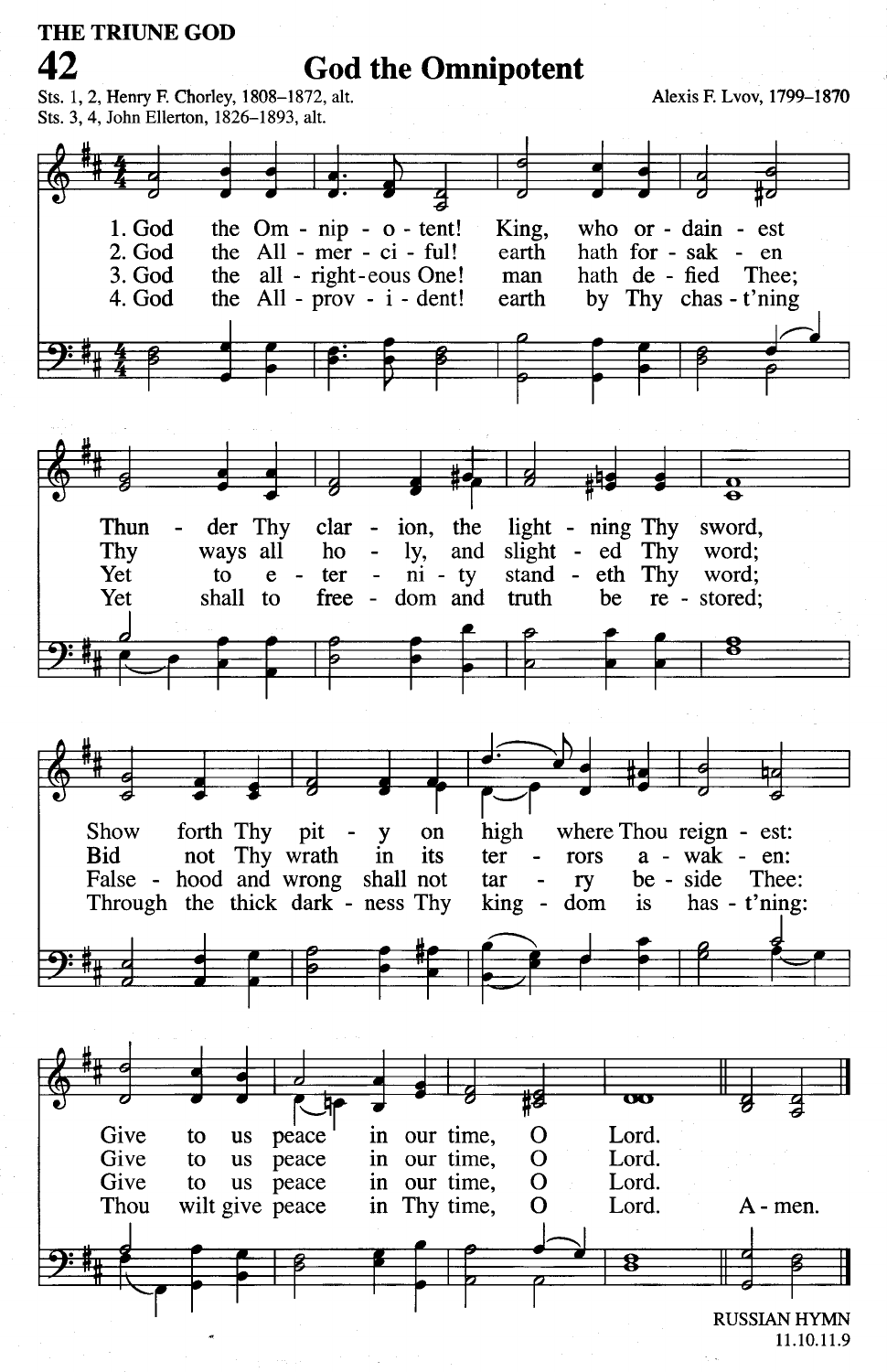THE TRUNE GOD

# 42 God the Omnipotent

Sts. 1, 2, Henry F. Chorley, 1808–1872, alt.
Sts. 3, 4, John Ellerton, 1826–1893, alt.

Alexis F. Lvov, 1799–1870

1. God the Omnipotent! King, who ordainest
Thunder Thy clarion, the lightning Thy sword,
Show forth Thy pity on high where Thou reignest:
Give to us peace in our time, O Lord.

2. God the All-merciful! earth hath forsaken
Thy ways all holy, and slighted Thy word;
Bid not Thy wrath in its terrors awaken:
Give to us peace in our time, O Lord.

3. God the all-righteous One! man hath defied Thee;
Yet to eternity standeth Thy word;
Falsehood and wrong shall not tarry beside Thee:
Give to us peace in our time, O Lord.

4. God the All-provident! earth by Thy chast'ning
Yet shall to freedom and truth be restored;
Through the thick darkness Thy kingdom is hast'ning:
Thou wilt give peace in Thy time, O Lord. Amen.

RUSSIAN HYMN
11.10.11.9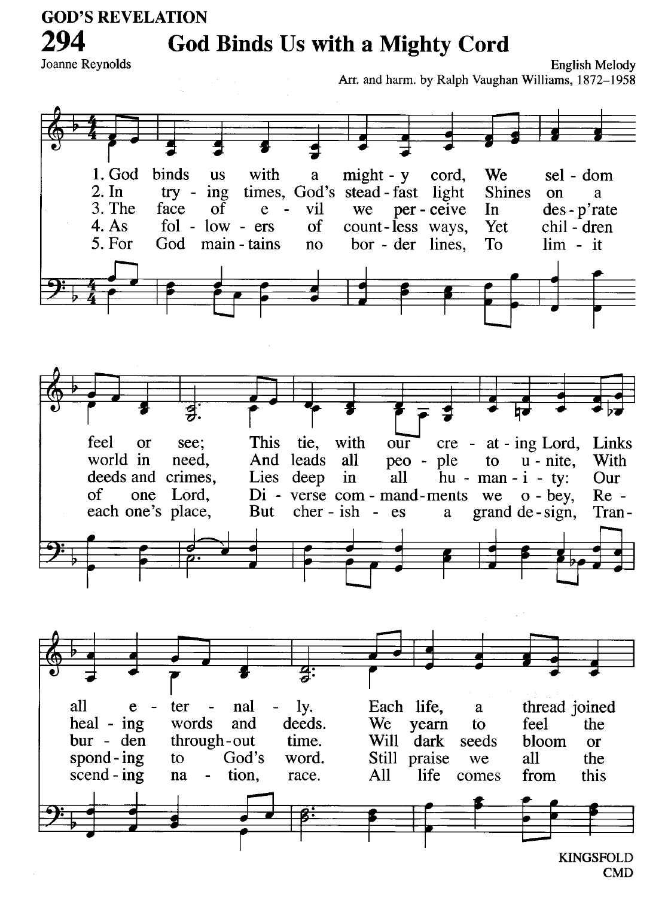GOD'S REVELATION

# 294 God Binds Us with a Mighty Cord

Joanne Reynolds

English Melody
Arr. and harm. by Ralph Vaughan Williams, 1872–1958

1. God binds us with a might - y cord, We sel - dom feel or see; This tie, with our cre - at - ing Lord, Links all e - ter - nal - ly. Each life, a thread joined
2. In try - ing times, God's stead - fast light Shines on a world in need, And leads all peo - ple to u - nite, With heal - ing words and deeds. We yearn to feel the
3. The face of e - vil we per - ceive In des - p'rate deeds and crimes, Lies deep in all hu - man - i - ty: Our bur - den through - out time. Will dark seeds bloom or
4. As fol - low - ers of count - less ways, Yet chil - dren of one Lord, Di - verse com - mand - ments we o - bey, Re - spond - ing to God's word. Still praise we all the
5. For God main - tains no bor - der lines, To lim - it each one's place, But cher - ish - es a grand de - sign, Tran - scend - ing na - tion, race. All life comes from this

KINGSFOLD
CMD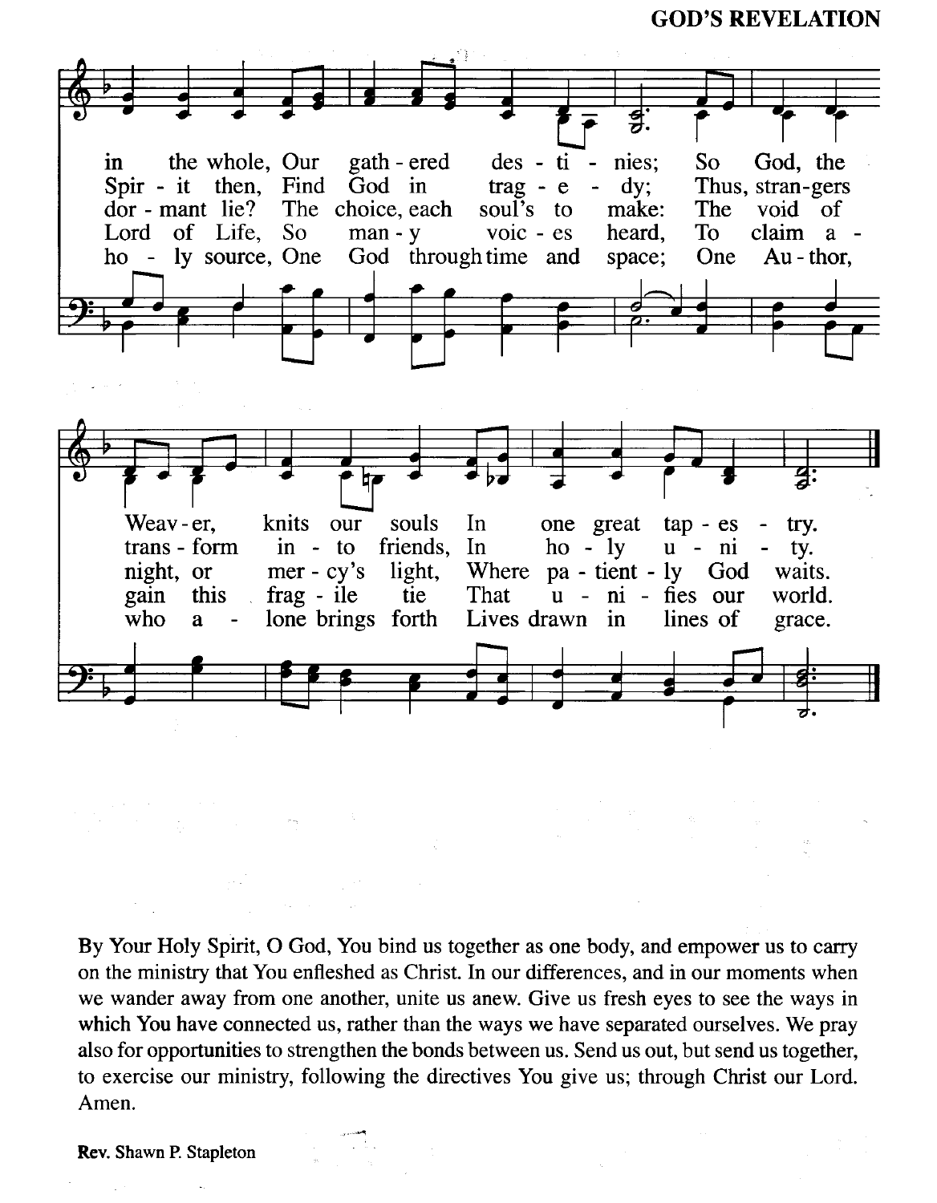in the whole, Our gath-ered des-ti-nies; So God, the Weav-er, knits our souls In one great tap-es-try.

Spir-it then, Find God in trag-e-dy; Thus, stran-gers trans-form in-to friends, In ho-ly u-ni-ty.

dor-mant lie? The choice, each soul's to make: The void of night, or mer-cy's light, Where pa-tient-ly God waits.

Lord of Life, So man-y voic-es heard, To claim a-gain this frag-ile tie That u-ni-fies our world.

ho-ly source, One God through time and space; One Au-thor, who a-lone brings forth Lives drawn in lines of grace.

By Your Holy Spirit, O God, You bind us together as one body, and empower us to carry on the ministry that You enfleshed as Christ. In our differences, and in our moments when we wander away from one another, unite us anew. Give us fresh eyes to see the ways in which You have connected us, rather than the ways we have separated ourselves. We pray also for opportunities to strengthen the bonds between us. Send us out, but send us together, to exercise our ministry, following the directives You give us; through Christ our Lord. Amen.

**Rev.** Shawn P. Stapleton